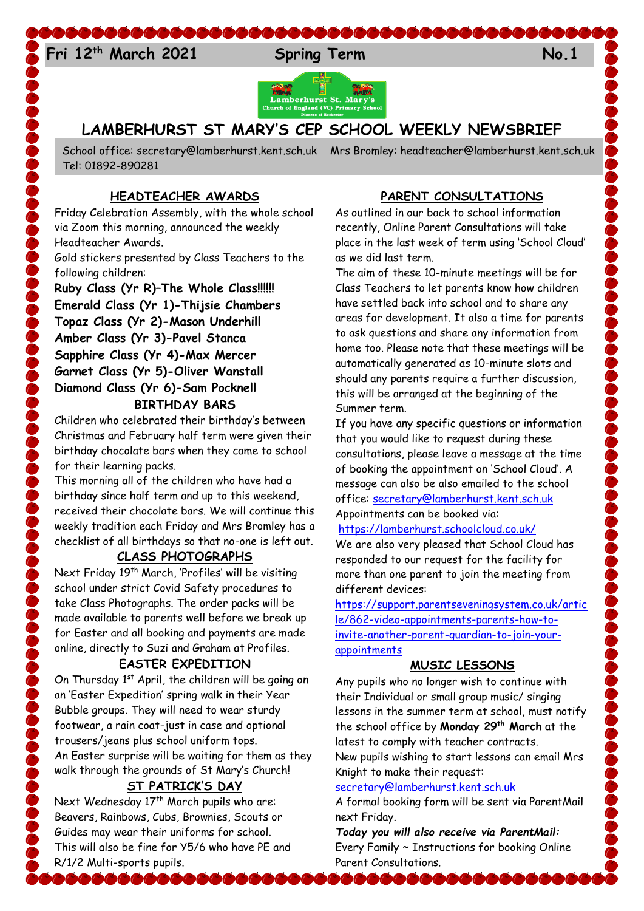Fri 12th March 2021 **Spring Term** No.1

# LAMBERHURST ST MARY'S CEP SCHOOL WEEKLY NEWSBRIEF

School office: secretary@lamberhurst.kent.sch.uk Mrs Bromley: headteacher@lamberhurst.kent.sch.uk
Tel: 01892-890281

## HEADTEACHER AWARDS

Friday Celebration Assembly, with the whole school via Zoom this morning, announced the weekly Headteacher Awards.

Gold stickers presented by Class Teachers to the following children:

**Ruby Class (Yr R)–The Whole Class!!!!!!**
**Emerald Class (Yr 1)-Thijsie Chambers**
**Topaz Class (Yr 2)-Mason Underhill**
**Amber Class (Yr 3)-Pavel Stanca**
**Sapphire Class (Yr 4)-Max Mercer**
**Garnet Class (Yr 5)-Oliver Wanstall**
**Diamond Class (Yr 6)-Sam Pocknell**

## BIRTHDAY BARS

Children who celebrated their birthday's between Christmas and February half term were given their birthday chocolate bars when they came to school for their learning packs.

This morning all of the children who have had a birthday since half term and up to this weekend, received their chocolate bars. We will continue this weekly tradition each Friday and Mrs Bromley has a checklist of all birthdays so that no-one is left out.

## CLASS PHOTOGRAPHS

Next Friday 19th March, 'Profiles' will be visiting school under strict Covid Safety procedures to take Class Photographs. The order packs will be made available to parents well before we break up for Easter and all booking and payments are made online, directly to Suzi and Graham at Profiles.

## EASTER EXPEDITION

On Thursday 1st April, the children will be going on an 'Easter Expedition' spring walk in their Year Bubble groups. They will need to wear sturdy footwear, a rain coat-just in case and optional trousers/jeans plus school uniform tops.

An Easter surprise will be waiting for them as they walk through the grounds of St Mary's Church!

## ST PATRICK'S DAY

Next Wednesday 17th March pupils who are: Beavers, Rainbows, Cubs, Brownies, Scouts or Guides may wear their uniforms for school.

This will also be fine for Y5/6 who have PE and R/1/2 Multi-sports pupils.

## PARENT CONSULTATIONS

As outlined in our back to school information recently, Online Parent Consultations will take place in the last week of term using 'School Cloud' as we did last term.

The aim of these 10-minute meetings will be for Class Teachers to let parents know how children have settled back into school and to share any areas for development. It also a time for parents to ask questions and share any information from home too. Please note that these meetings will be automatically generated as 10-minute slots and should any parents require a further discussion, this will be arranged at the beginning of the Summer term.

If you have any specific questions or information that you would like to request during these consultations, please leave a message at the time of booking the appointment on 'School Cloud'. A message can also be also emailed to the school office: secretary@lamberhurst.kent.sch.uk

Appointments can be booked via:

https://lamberhurst.schoolcloud.co.uk/

We are also very pleased that School Cloud has responded to our request for the facility for more than one parent to join the meeting from different devices:

https://support.parentseveningsystem.co.uk/article/862-video-appointments-parents-how-to-invite-another-parent-guardian-to-join-your-appointments

## MUSIC LESSONS

Any pupils who no longer wish to continue with their Individual or small group music/ singing lessons in the summer term at school, must notify the school office by **Monday 29th March** at the latest to comply with teacher contracts.

New pupils wishing to start lessons can email Mrs Knight to make their request:

secretary@lamberhurst.kent.sch.uk

A formal booking form will be sent via ParentMail next Friday.

***Today you will also receive via ParentMail:***

Every Family ~ Instructions for booking Online Parent Consultations.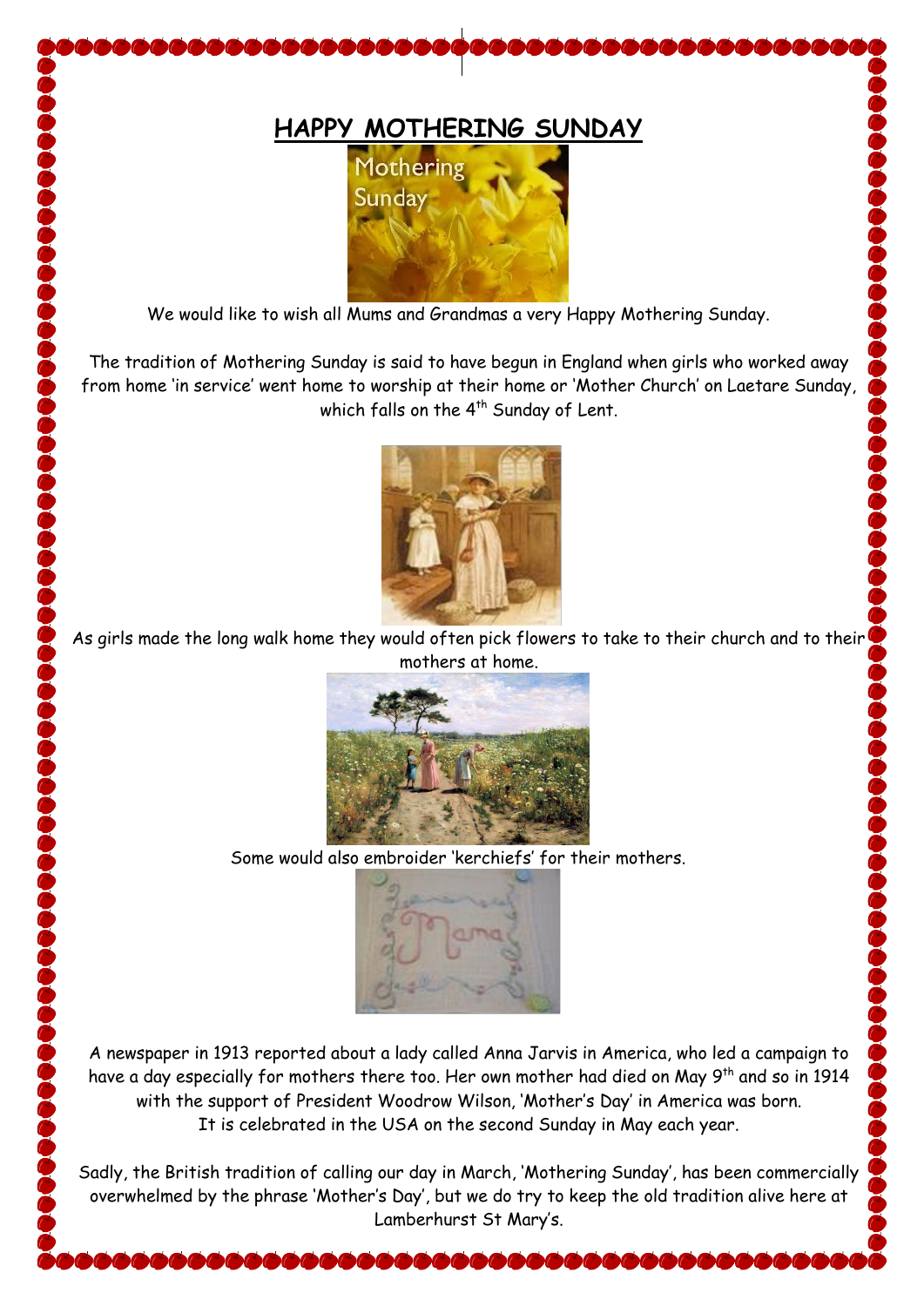# HAPPY MOTHERING SUNDAY

We would like to wish all Mums and Grandmas a very Happy Mothering Sunday.

The tradition of Mothering Sunday is said to have begun in England when girls who worked away from home 'in service' went home to worship at their home or 'Mother Church' on Laetare Sunday, which falls on the 4th Sunday of Lent.

As girls made the long walk home they would often pick flowers to take to their church and to their mothers at home.

Some would also embroider 'kerchiefs' for their mothers.

A newspaper in 1913 reported about a lady called Anna Jarvis in America, who led a campaign to have a day especially for mothers there too. Her own mother had died on May 9th and so in 1914 with the support of President Woodrow Wilson, 'Mother's Day' in America was born. It is celebrated in the USA on the second Sunday in May each year.

Sadly, the British tradition of calling our day in March, 'Mothering Sunday', has been commercially overwhelmed by the phrase 'Mother's Day', but we do try to keep the old tradition alive here at Lamberhurst St Mary's.